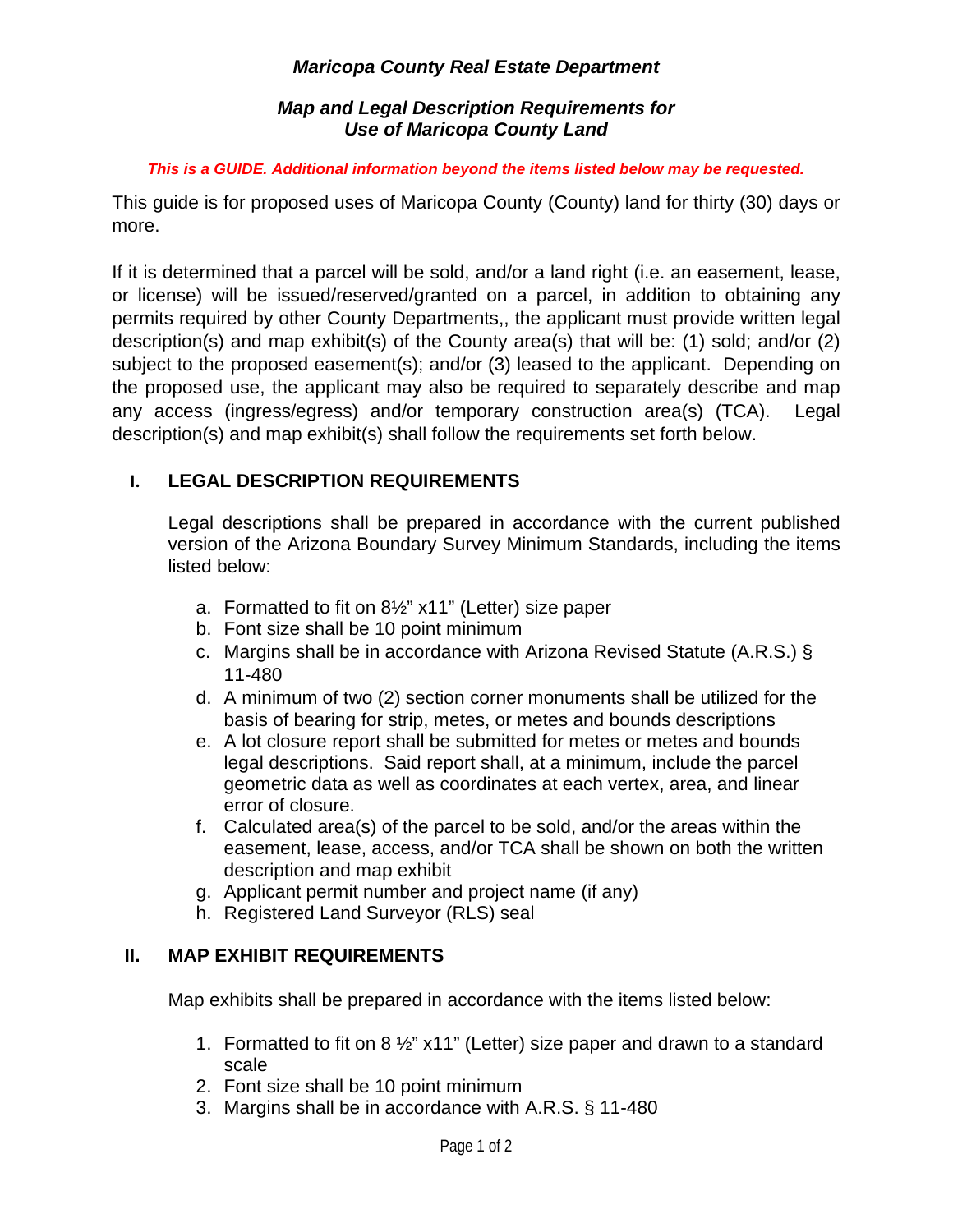*Maricopa County Real Estate Department*

***Map and Legal Description Requirements for Use of Maricopa County Land***

***This is a GUIDE. Additional information beyond the items listed below may be requested.***

This guide is for proposed uses of Maricopa County (County) land for thirty (30) days or more.

If it is determined that a parcel will be sold, and/or a land right (i.e. an easement, lease, or license) will be issued/reserved/granted on a parcel, in addition to obtaining any permits required by other County Departments,, the applicant must provide written legal description(s) and map exhibit(s) of the County area(s) that will be: (1) sold; and/or (2) subject to the proposed easement(s); and/or (3) leased to the applicant. Depending on the proposed use, the applicant may also be required to separately describe and map any access (ingress/egress) and/or temporary construction area(s) (TCA). Legal description(s) and map exhibit(s) shall follow the requirements set forth below.

## I. LEGAL DESCRIPTION REQUIREMENTS

Legal descriptions shall be prepared in accordance with the current published version of the Arizona Boundary Survey Minimum Standards, including the items listed below:

a. Formatted to fit on 8½" x11" (Letter) size paper
b. Font size shall be 10 point minimum
c. Margins shall be in accordance with Arizona Revised Statute (A.R.S.) § 11-480
d. A minimum of two (2) section corner monuments shall be utilized for the basis of bearing for strip, metes, or metes and bounds descriptions
e. A lot closure report shall be submitted for metes or metes and bounds legal descriptions. Said report shall, at a minimum, include the parcel geometric data as well as coordinates at each vertex, area, and linear error of closure.
f. Calculated area(s) of the parcel to be sold, and/or the areas within the easement, lease, access, and/or TCA shall be shown on both the written description and map exhibit
g. Applicant permit number and project name (if any)
h. Registered Land Surveyor (RLS) seal

## II. MAP EXHIBIT REQUIREMENTS

Map exhibits shall be prepared in accordance with the items listed below:

1. Formatted to fit on 8 ½" x11" (Letter) size paper and drawn to a standard scale
2. Font size shall be 10 point minimum
3. Margins shall be in accordance with A.R.S. § 11-480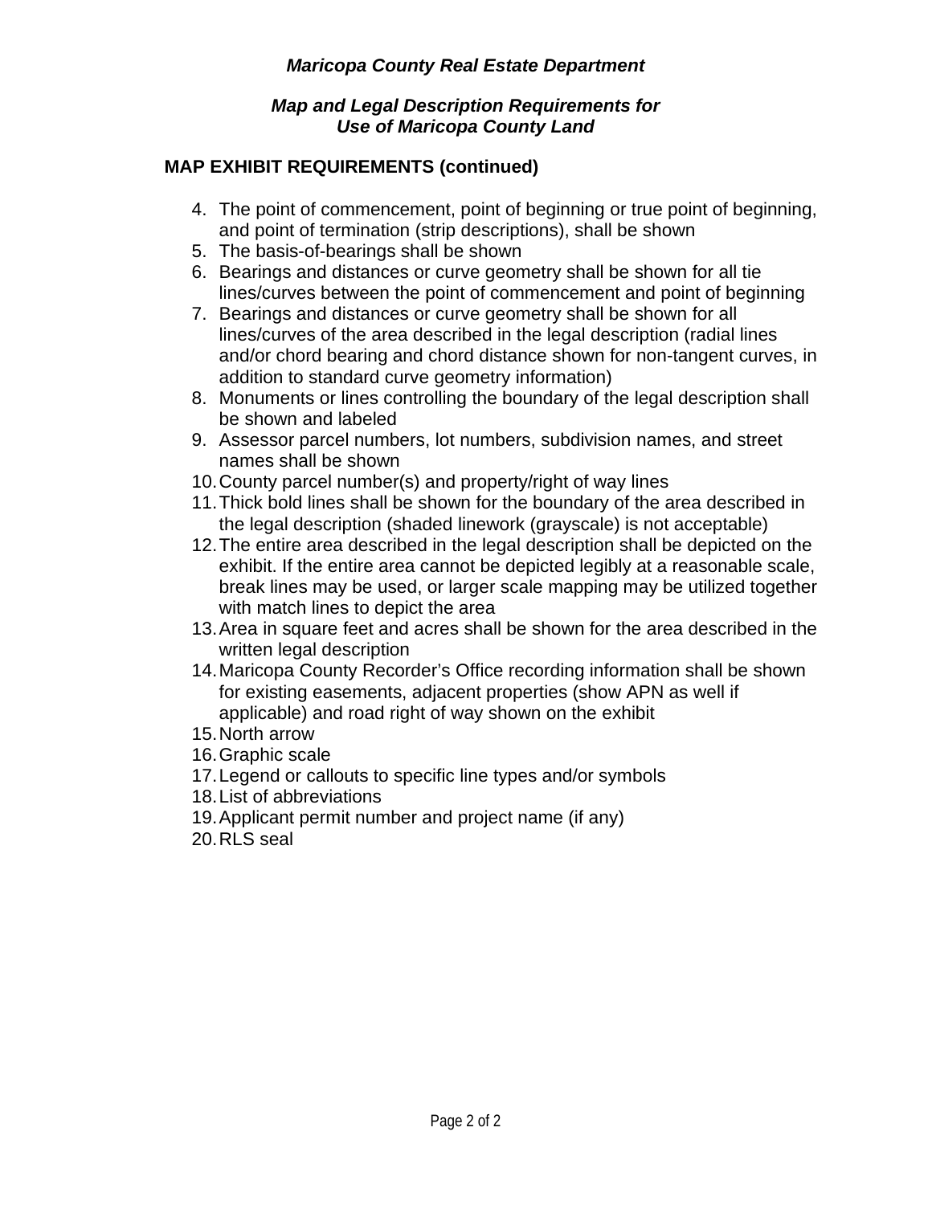***Maricopa County Real Estate Department***

***Map and Legal Description Requirements for Use of Maricopa County Land***

## MAP EXHIBIT REQUIREMENTS (continued)

4. The point of commencement, point of beginning or true point of beginning, and point of termination (strip descriptions), shall be shown
5. The basis-of-bearings shall be shown
6. Bearings and distances or curve geometry shall be shown for all tie lines/curves between the point of commencement and point of beginning
7. Bearings and distances or curve geometry shall be shown for all lines/curves of the area described in the legal description (radial lines and/or chord bearing and chord distance shown for non-tangent curves, in addition to standard curve geometry information)
8. Monuments or lines controlling the boundary of the legal description shall be shown and labeled
9. Assessor parcel numbers, lot numbers, subdivision names, and street names shall be shown
10. County parcel number(s) and property/right of way lines
11. Thick bold lines shall be shown for the boundary of the area described in the legal description (shaded linework (grayscale) is not acceptable)
12. The entire area described in the legal description shall be depicted on the exhibit. If the entire area cannot be depicted legibly at a reasonable scale, break lines may be used, or larger scale mapping may be utilized together with match lines to depict the area
13. Area in square feet and acres shall be shown for the area described in the written legal description
14. Maricopa County Recorder's Office recording information shall be shown for existing easements, adjacent properties (show APN as well if applicable) and road right of way shown on the exhibit
15. North arrow
16. Graphic scale
17. Legend or callouts to specific line types and/or symbols
18. List of abbreviations
19. Applicant permit number and project name (if any)
20. RLS seal